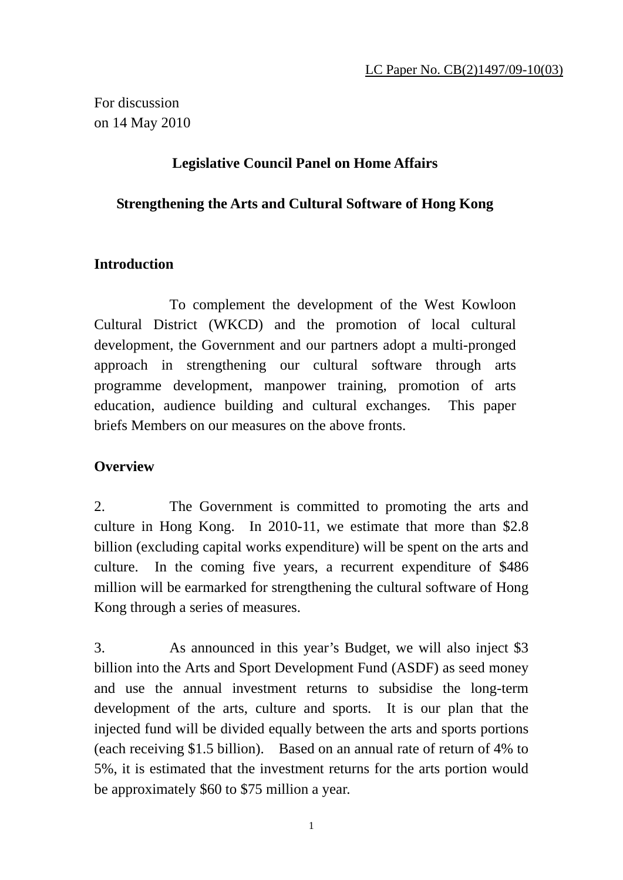LC Paper No. CB(2)1497/09-10(03)

For discussion
on 14 May 2010

# Legislative Council Panel on Home Affairs

## Strengthening the Arts and Cultural Software of Hong Kong

### Introduction

To complement the development of the West Kowloon Cultural District (WKCD) and the promotion of local cultural development, the Government and our partners adopt a multi-pronged approach in strengthening our cultural software through arts programme development, manpower training, promotion of arts education, audience building and cultural exchanges. This paper briefs Members on our measures on the above fronts.

### Overview

2. The Government is committed to promoting the arts and culture in Hong Kong. In 2010-11, we estimate that more than $2.8 billion (excluding capital works expenditure) will be spent on the arts and culture. In the coming five years, a recurrent expenditure of $486 million will be earmarked for strengthening the cultural software of Hong Kong through a series of measures.

3. As announced in this year's Budget, we will also inject $3 billion into the Arts and Sport Development Fund (ASDF) as seed money and use the annual investment returns to subsidise the long-term development of the arts, culture and sports. It is our plan that the injected fund will be divided equally between the arts and sports portions (each receiving $1.5 billion). Based on an annual rate of return of 4% to 5%, it is estimated that the investment returns for the arts portion would be approximately $60 to $75 million a year.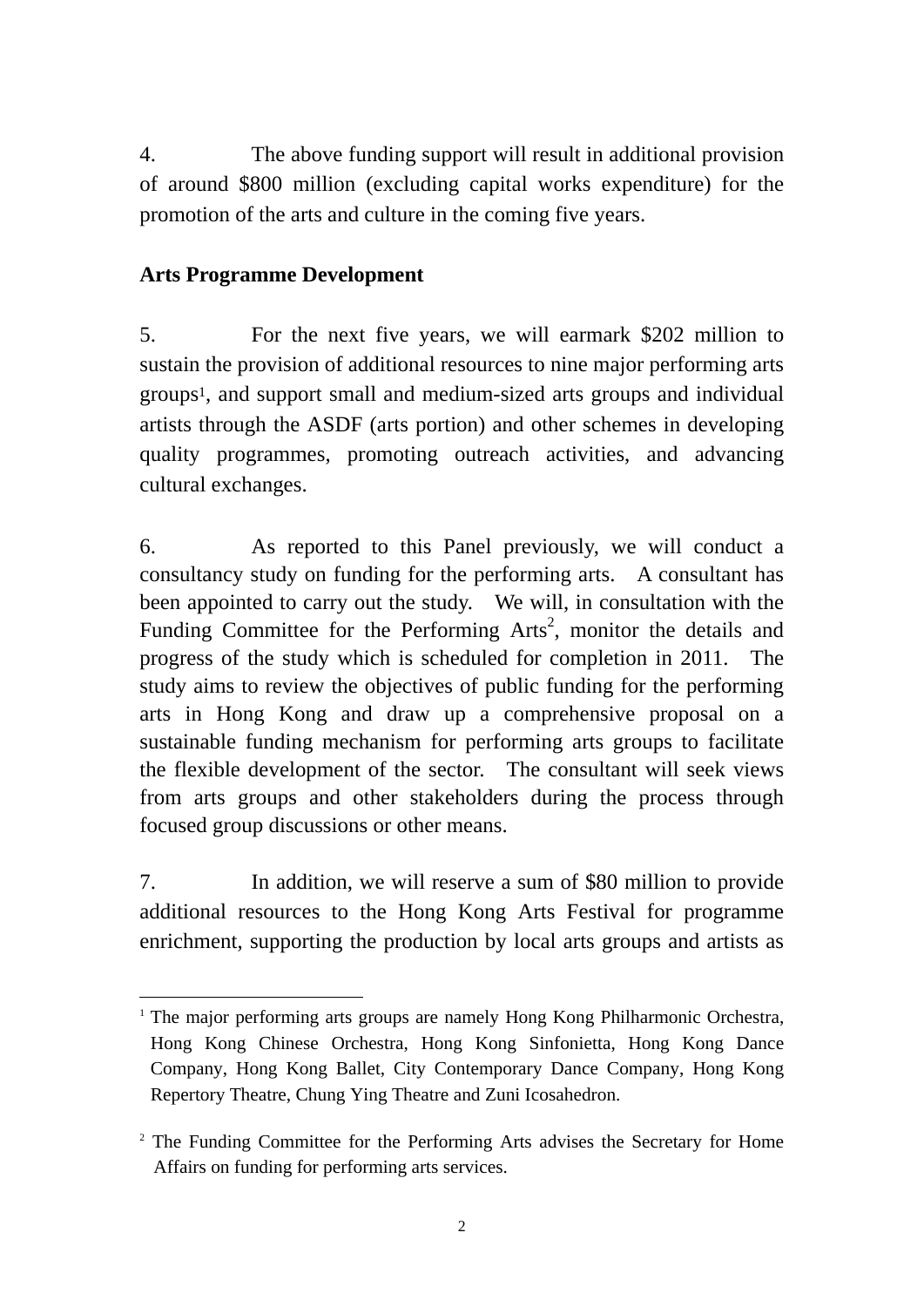4. The above funding support will result in additional provision of around $800 million (excluding capital works expenditure) for the promotion of the arts and culture in the coming five years.

**Arts Programme Development**

5. For the next five years, we will earmark $202 million to sustain the provision of additional resources to nine major performing arts groups[1], and support small and medium-sized arts groups and individual artists through the ASDF (arts portion) and other schemes in developing quality programmes, promoting outreach activities, and advancing cultural exchanges.

6. As reported to this Panel previously, we will conduct a consultancy study on funding for the performing arts. A consultant has been appointed to carry out the study. We will, in consultation with the Funding Committee for the Performing Arts[2], monitor the details and progress of the study which is scheduled for completion in 2011. The study aims to review the objectives of public funding for the performing arts in Hong Kong and draw up a comprehensive proposal on a sustainable funding mechanism for performing arts groups to facilitate the flexible development of the sector. The consultant will seek views from arts groups and other stakeholders during the process through focused group discussions or other means.

7. In addition, we will reserve a sum of $80 million to provide additional resources to the Hong Kong Arts Festival for programme enrichment, supporting the production by local arts groups and artists as

---

[1] The major performing arts groups are namely Hong Kong Philharmonic Orchestra, Hong Kong Chinese Orchestra, Hong Kong Sinfonietta, Hong Kong Dance Company, Hong Kong Ballet, City Contemporary Dance Company, Hong Kong Repertory Theatre, Chung Ying Theatre and Zuni Icosahedron.

[2] The Funding Committee for the Performing Arts advises the Secretary for Home Affairs on funding for performing arts services.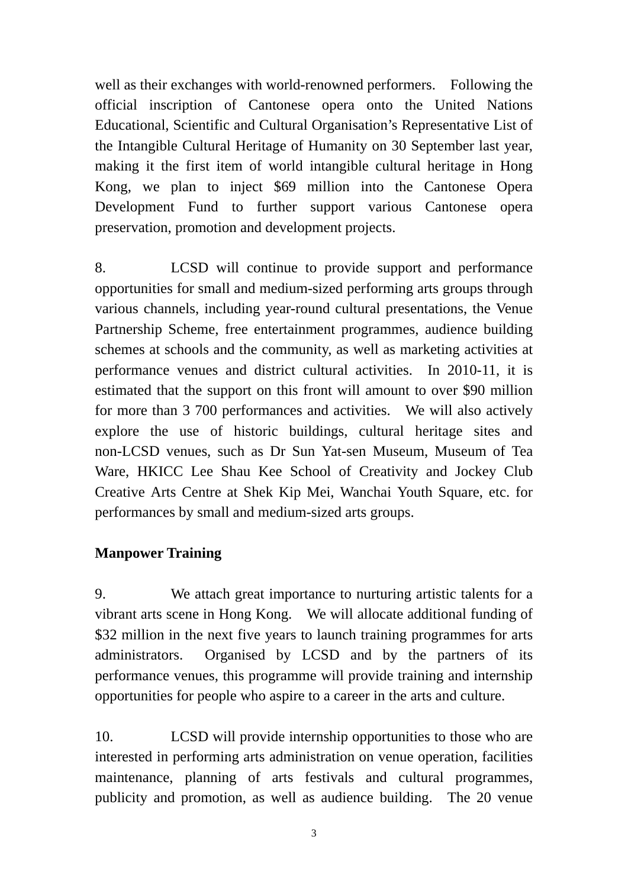well as their exchanges with world-renowned performers. Following the official inscription of Cantonese opera onto the United Nations Educational, Scientific and Cultural Organisation's Representative List of the Intangible Cultural Heritage of Humanity on 30 September last year, making it the first item of world intangible cultural heritage in Hong Kong, we plan to inject $69 million into the Cantonese Opera Development Fund to further support various Cantonese opera preservation, promotion and development projects.

8. LCSD will continue to provide support and performance opportunities for small and medium-sized performing arts groups through various channels, including year-round cultural presentations, the Venue Partnership Scheme, free entertainment programmes, audience building schemes at schools and the community, as well as marketing activities at performance venues and district cultural activities. In 2010-11, it is estimated that the support on this front will amount to over $90 million for more than 3 700 performances and activities. We will also actively explore the use of historic buildings, cultural heritage sites and non-LCSD venues, such as Dr Sun Yat-sen Museum, Museum of Tea Ware, HKICC Lee Shau Kee School of Creativity and Jockey Club Creative Arts Centre at Shek Kip Mei, Wanchai Youth Square, etc. for performances by small and medium-sized arts groups.

**Manpower Training**

9. We attach great importance to nurturing artistic talents for a vibrant arts scene in Hong Kong. We will allocate additional funding of $32 million in the next five years to launch training programmes for arts administrators. Organised by LCSD and by the partners of its performance venues, this programme will provide training and internship opportunities for people who aspire to a career in the arts and culture.

10. LCSD will provide internship opportunities to those who are interested in performing arts administration on venue operation, facilities maintenance, planning of arts festivals and cultural programmes, publicity and promotion, as well as audience building. The 20 venue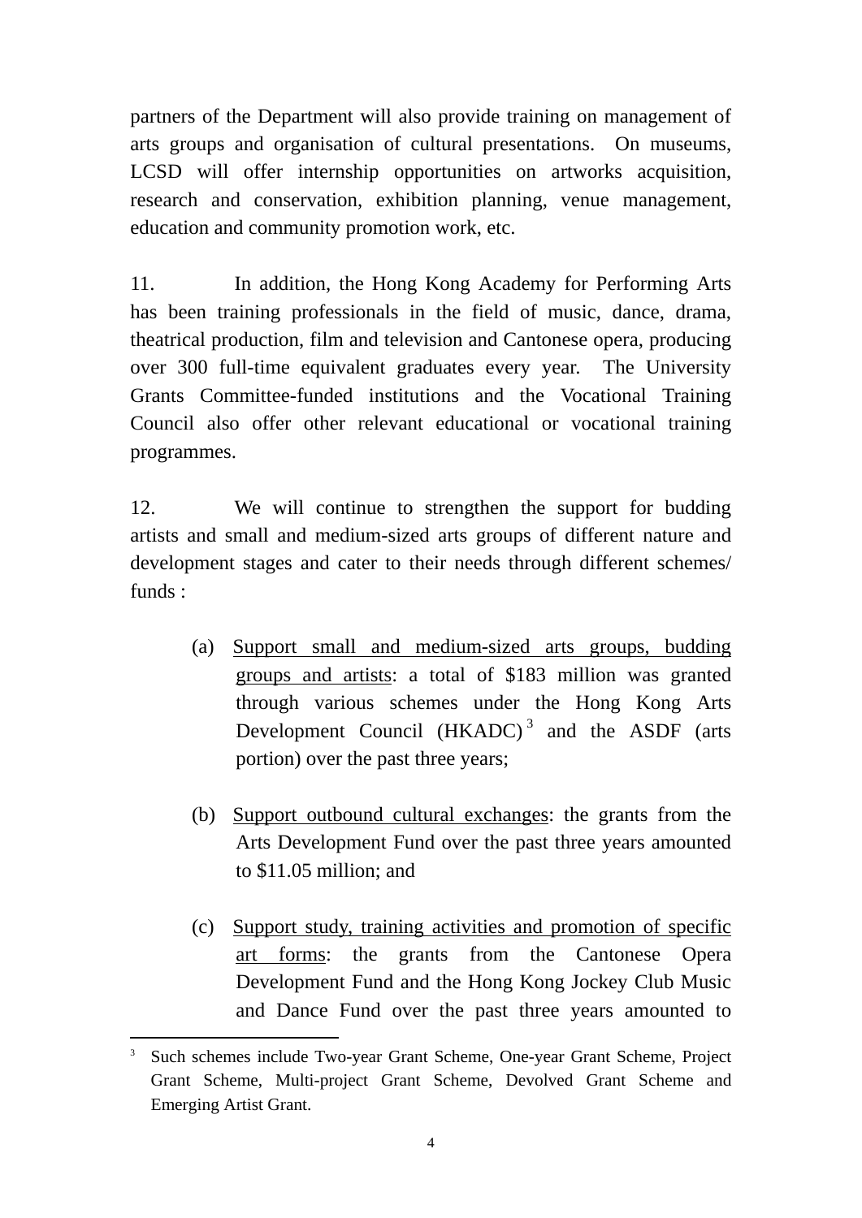partners of the Department will also provide training on management of arts groups and organisation of cultural presentations. On museums, LCSD will offer internship opportunities on artworks acquisition, research and conservation, exhibition planning, venue management, education and community promotion work, etc.

11. In addition, the Hong Kong Academy for Performing Arts has been training professionals in the field of music, dance, drama, theatrical production, film and television and Cantonese opera, producing over 300 full-time equivalent graduates every year. The University Grants Committee-funded institutions and the Vocational Training Council also offer other relevant educational or vocational training programmes.

12. We will continue to strengthen the support for budding artists and small and medium-sized arts groups of different nature and development stages and cater to their needs through different schemes/ funds :

(a) <u>Support small and medium-sized arts groups, budding groups and artists</u>: a total of $183 million was granted through various schemes under the Hong Kong Arts Development Council (HKADC)[3] and the ASDF (arts portion) over the past three years;

(b) <u>Support outbound cultural exchanges</u>: the grants from the Arts Development Fund over the past three years amounted to $11.05 million; and

(c) <u>Support study, training activities and promotion of specific art forms</u>: the grants from the Cantonese Opera Development Fund and the Hong Kong Jockey Club Music and Dance Fund over the past three years amounted to

---

[3] Such schemes include Two-year Grant Scheme, One-year Grant Scheme, Project Grant Scheme, Multi-project Grant Scheme, Devolved Grant Scheme and Emerging Artist Grant.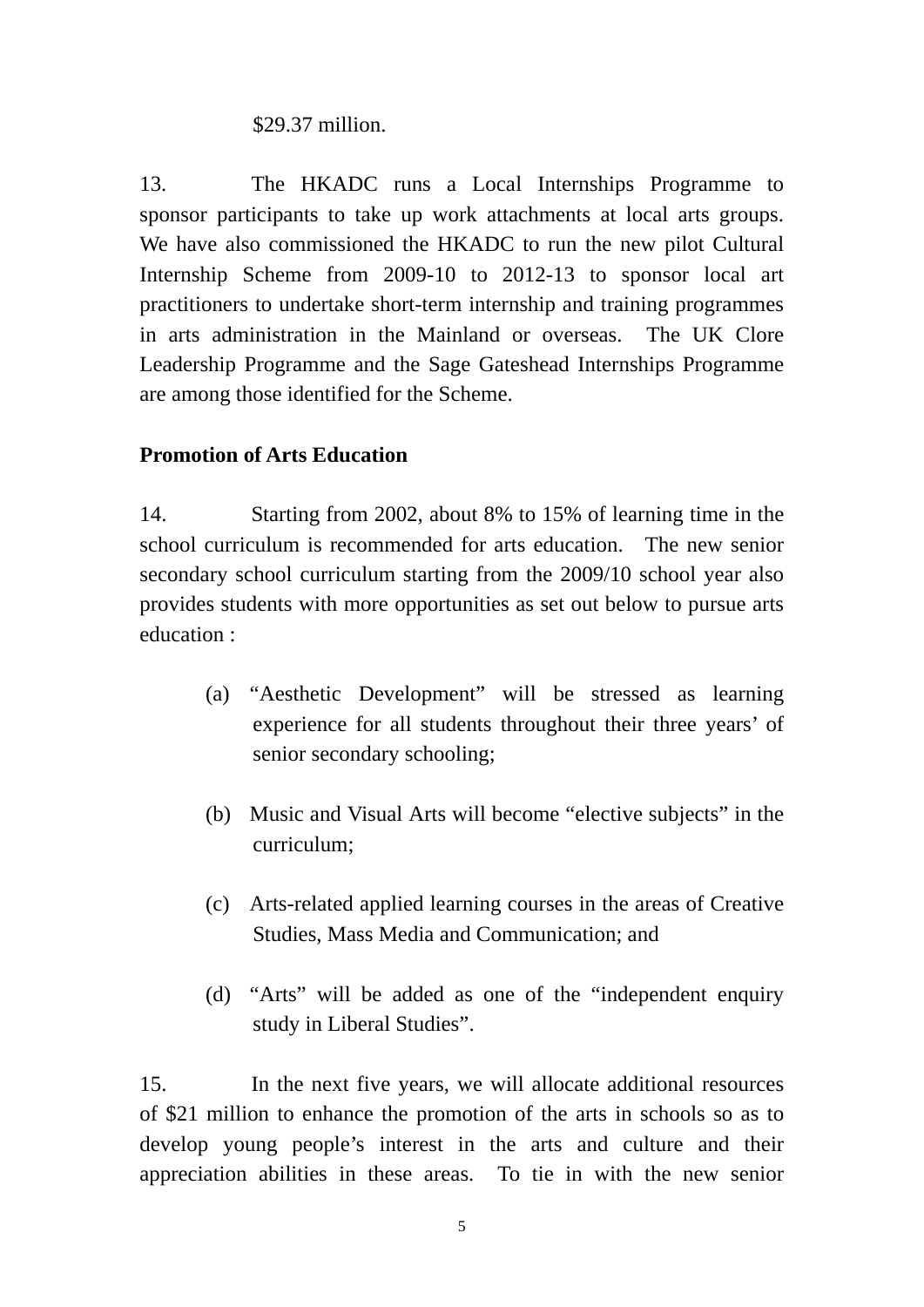$29.37 million.

13. The HKADC runs a Local Internships Programme to sponsor participants to take up work attachments at local arts groups. We have also commissioned the HKADC to run the new pilot Cultural Internship Scheme from 2009-10 to 2012-13 to sponsor local art practitioners to undertake short-term internship and training programmes in arts administration in the Mainland or overseas. The UK Clore Leadership Programme and the Sage Gateshead Internships Programme are among those identified for the Scheme.

**Promotion of Arts Education**

14. Starting from 2002, about 8% to 15% of learning time in the school curriculum is recommended for arts education. The new senior secondary school curriculum starting from the 2009/10 school year also provides students with more opportunities as set out below to pursue arts education :

(a) "Aesthetic Development" will be stressed as learning experience for all students throughout their three years' of senior secondary schooling;

(b) Music and Visual Arts will become "elective subjects" in the curriculum;

(c) Arts-related applied learning courses in the areas of Creative Studies, Mass Media and Communication; and

(d) "Arts" will be added as one of the "independent enquiry study in Liberal Studies".

15. In the next five years, we will allocate additional resources of $21 million to enhance the promotion of the arts in schools so as to develop young people's interest in the arts and culture and their appreciation abilities in these areas. To tie in with the new senior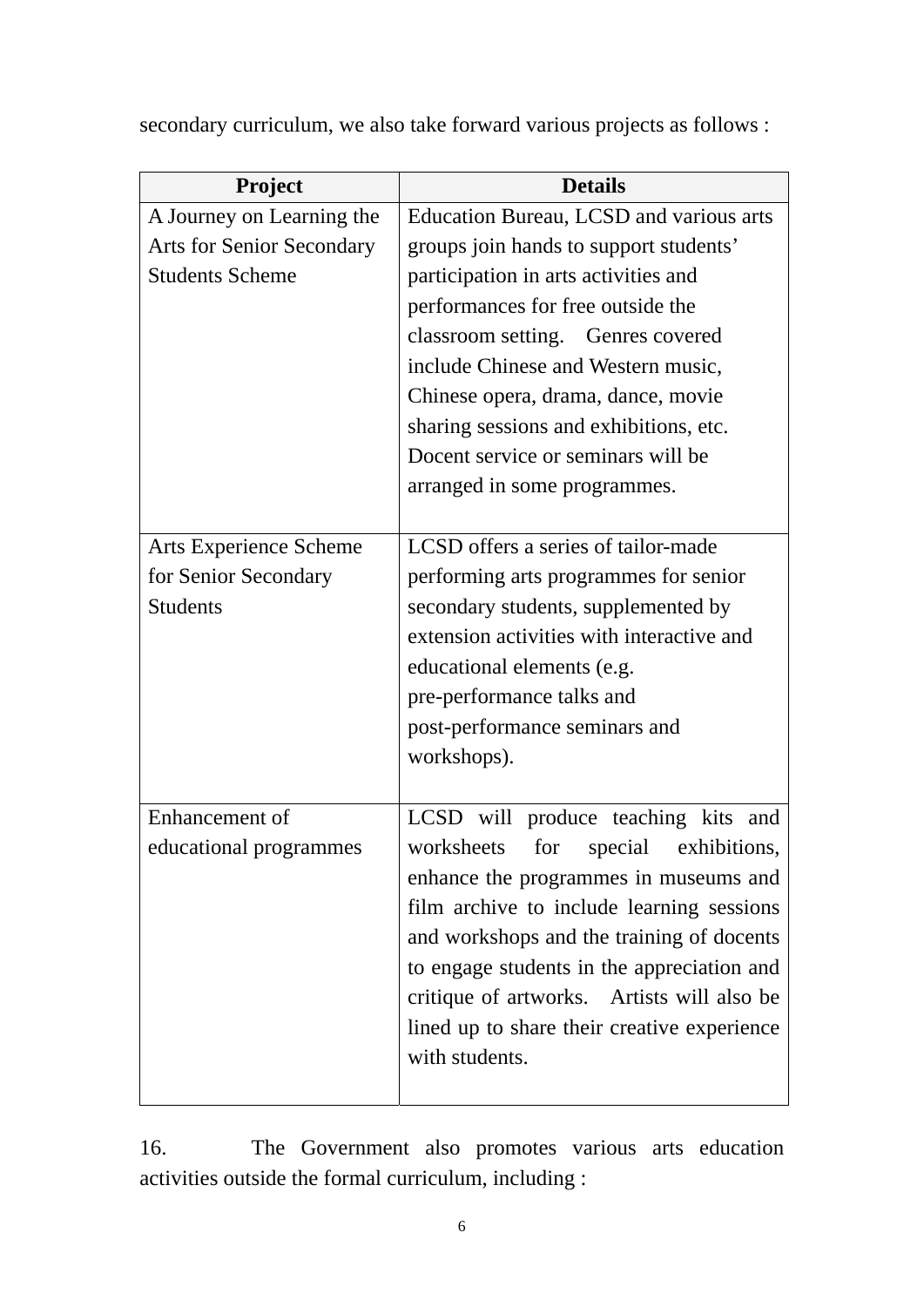secondary curriculum, we also take forward various projects as follows :

| Project | Details |
| --- | --- |
| A Journey on Learning the Arts for Senior Secondary Students Scheme | Education Bureau, LCSD and various arts groups join hands to support students' participation in arts activities and performances for free outside the classroom setting. Genres covered include Chinese and Western music, Chinese opera, drama, dance, movie sharing sessions and exhibitions, etc. Docent service or seminars will be arranged in some programmes. |
| Arts Experience Scheme for Senior Secondary Students | LCSD offers a series of tailor-made performing arts programmes for senior secondary students, supplemented by extension activities with interactive and educational elements (e.g. pre-performance talks and post-performance seminars and workshops). |
| Enhancement of educational programmes | LCSD will produce teaching kits and worksheets for special exhibitions, enhance the programmes in museums and film archive to include learning sessions and workshops and the training of docents to engage students in the appreciation and critique of artworks. Artists will also be lined up to share their creative experience with students. |

16. The Government also promotes various arts education activities outside the formal curriculum, including :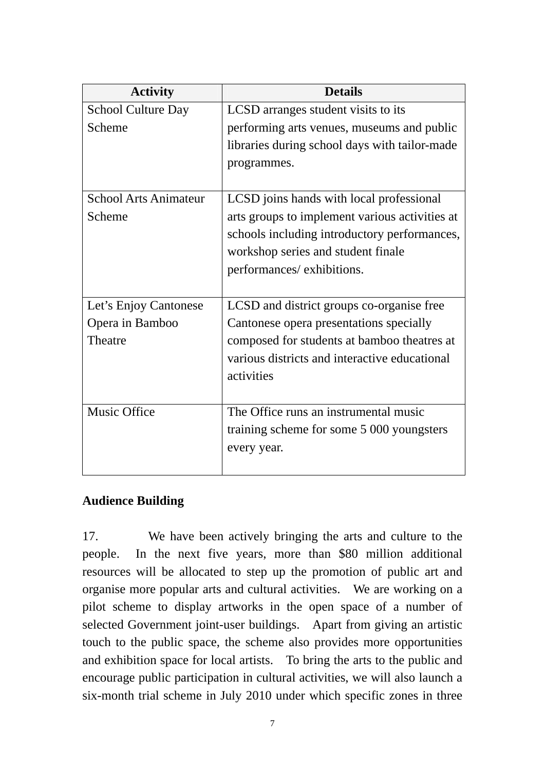| Activity | Details |
| --- | --- |
| School Culture Day Scheme | LCSD arranges student visits to its performing arts venues, museums and public libraries during school days with tailor-made programmes. |
| School Arts Animateur Scheme | LCSD joins hands with local professional arts groups to implement various activities at schools including introductory performances, workshop series and student finale performances/ exhibitions. |
| Let's Enjoy Cantonese Opera in Bamboo Theatre | LCSD and district groups co-organise free Cantonese opera presentations specially composed for students at bamboo theatres at various districts and interactive educational activities |
| Music Office | The Office runs an instrumental music training scheme for some 5 000 youngsters every year. |

**Audience Building**

17. We have been actively bringing the arts and culture to the people. In the next five years, more than $80 million additional resources will be allocated to step up the promotion of public art and organise more popular arts and cultural activities. We are working on a pilot scheme to display artworks in the open space of a number of selected Government joint-user buildings. Apart from giving an artistic touch to the public space, the scheme also provides more opportunities and exhibition space for local artists. To bring the arts to the public and encourage public participation in cultural activities, we will also launch a six-month trial scheme in July 2010 under which specific zones in three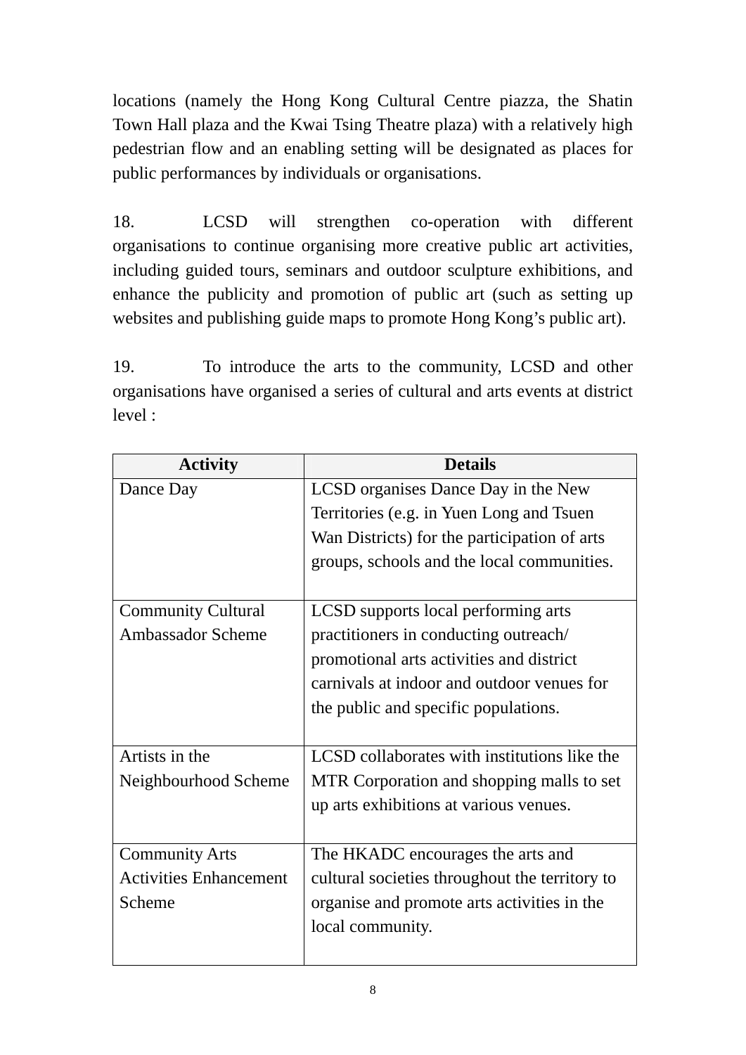locations (namely the Hong Kong Cultural Centre piazza, the Shatin Town Hall plaza and the Kwai Tsing Theatre plaza) with a relatively high pedestrian flow and an enabling setting will be designated as places for public performances by individuals or organisations.

18. LCSD will strengthen co-operation with different organisations to continue organising more creative public art activities, including guided tours, seminars and outdoor sculpture exhibitions, and enhance the publicity and promotion of public art (such as setting up websites and publishing guide maps to promote Hong Kong's public art).

19. To introduce the arts to the community, LCSD and other organisations have organised a series of cultural and arts events at district level :

| Activity | Details |
|---|---|
| Dance Day | LCSD organises Dance Day in the New Territories (e.g. in Yuen Long and Tsuen Wan Districts) for the participation of arts groups, schools and the local communities. |
| Community Cultural Ambassador Scheme | LCSD supports local performing arts practitioners in conducting outreach/ promotional arts activities and district carnivals at indoor and outdoor venues for the public and specific populations. |
| Artists in the Neighbourhood Scheme | LCSD collaborates with institutions like the MTR Corporation and shopping malls to set up arts exhibitions at various venues. |
| Community Arts Activities Enhancement Scheme | The HKADC encourages the arts and cultural societies throughout the territory to organise and promote arts activities in the local community. |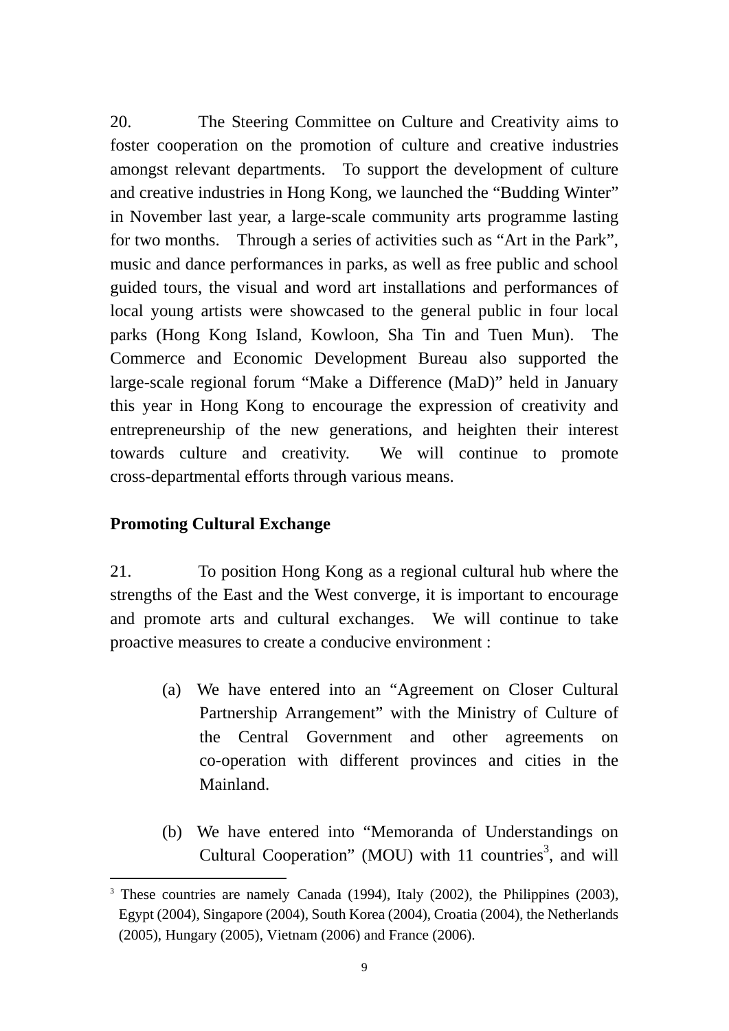20. The Steering Committee on Culture and Creativity aims to foster cooperation on the promotion of culture and creative industries amongst relevant departments. To support the development of culture and creative industries in Hong Kong, we launched the "Budding Winter" in November last year, a large-scale community arts programme lasting for two months. Through a series of activities such as "Art in the Park", music and dance performances in parks, as well as free public and school guided tours, the visual and word art installations and performances of local young artists were showcased to the general public in four local parks (Hong Kong Island, Kowloon, Sha Tin and Tuen Mun). The Commerce and Economic Development Bureau also supported the large-scale regional forum "Make a Difference (MaD)" held in January this year in Hong Kong to encourage the expression of creativity and entrepreneurship of the new generations, and heighten their interest towards culture and creativity. We will continue to promote cross-departmental efforts through various means.

**Promoting Cultural Exchange**

21. To position Hong Kong as a regional cultural hub where the strengths of the East and the West converge, it is important to encourage and promote arts and cultural exchanges. We will continue to take proactive measures to create a conducive environment :

(a) We have entered into an "Agreement on Closer Cultural Partnership Arrangement" with the Ministry of Culture of the Central Government and other agreements on co-operation with different provinces and cities in the Mainland.

(b) We have entered into "Memoranda of Understandings on Cultural Cooperation" (MOU) with 11 countries[3], and will

[3] These countries are namely Canada (1994), Italy (2002), the Philippines (2003), Egypt (2004), Singapore (2004), South Korea (2004), Croatia (2004), the Netherlands (2005), Hungary (2005), Vietnam (2006) and France (2006).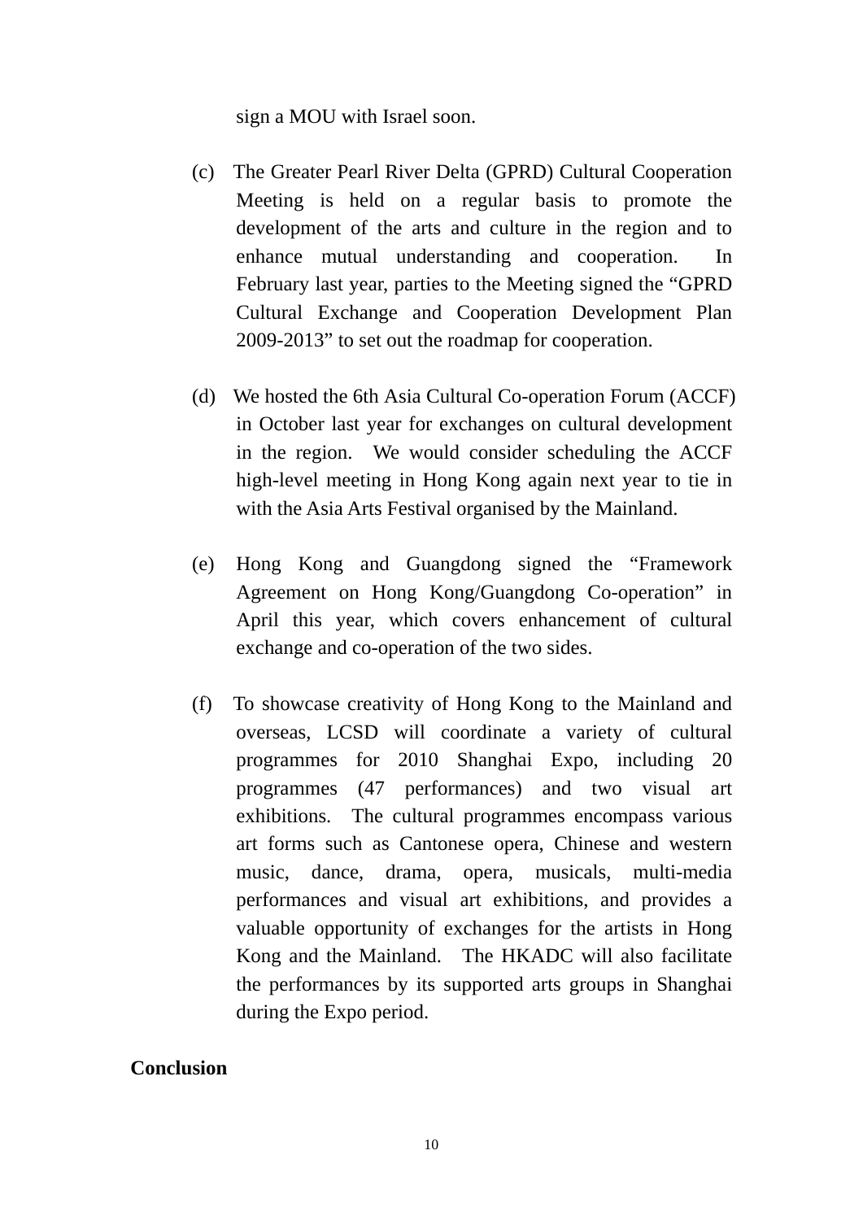sign a MOU with Israel soon.

(c) The Greater Pearl River Delta (GPRD) Cultural Cooperation Meeting is held on a regular basis to promote the development of the arts and culture in the region and to enhance mutual understanding and cooperation. In February last year, parties to the Meeting signed the "GPRD Cultural Exchange and Cooperation Development Plan 2009-2013" to set out the roadmap for cooperation.

(d) We hosted the 6th Asia Cultural Co-operation Forum (ACCF) in October last year for exchanges on cultural development in the region. We would consider scheduling the ACCF high-level meeting in Hong Kong again next year to tie in with the Asia Arts Festival organised by the Mainland.

(e) Hong Kong and Guangdong signed the "Framework Agreement on Hong Kong/Guangdong Co-operation" in April this year, which covers enhancement of cultural exchange and co-operation of the two sides.

(f) To showcase creativity of Hong Kong to the Mainland and overseas, LCSD will coordinate a variety of cultural programmes for 2010 Shanghai Expo, including 20 programmes (47 performances) and two visual art exhibitions. The cultural programmes encompass various art forms such as Cantonese opera, Chinese and western music, dance, drama, opera, musicals, multi-media performances and visual art exhibitions, and provides a valuable opportunity of exchanges for the artists in Hong Kong and the Mainland. The HKADC will also facilitate the performances by its supported arts groups in Shanghai during the Expo period.

**Conclusion**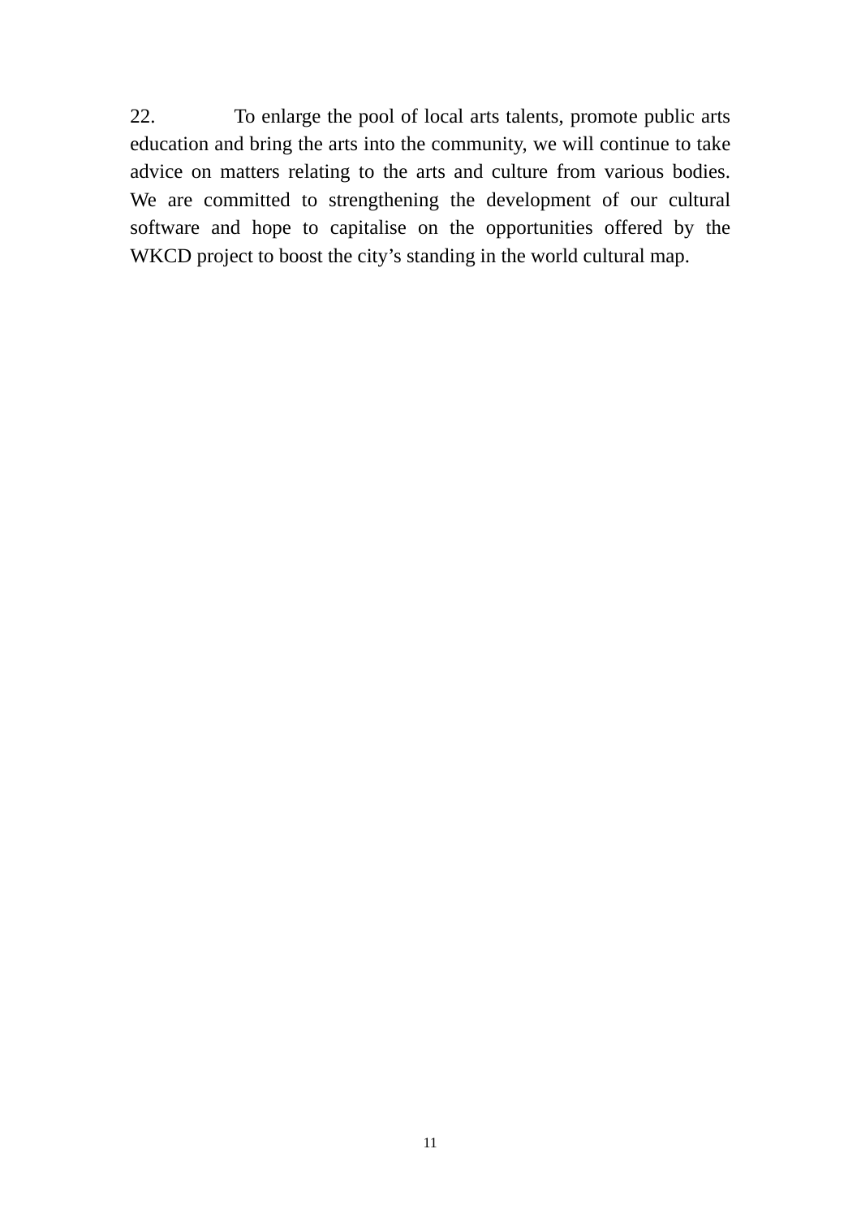22. To enlarge the pool of local arts talents, promote public arts education and bring the arts into the community, we will continue to take advice on matters relating to the arts and culture from various bodies. We are committed to strengthening the development of our cultural software and hope to capitalise on the opportunities offered by the WKCD project to boost the city's standing in the world cultural map.